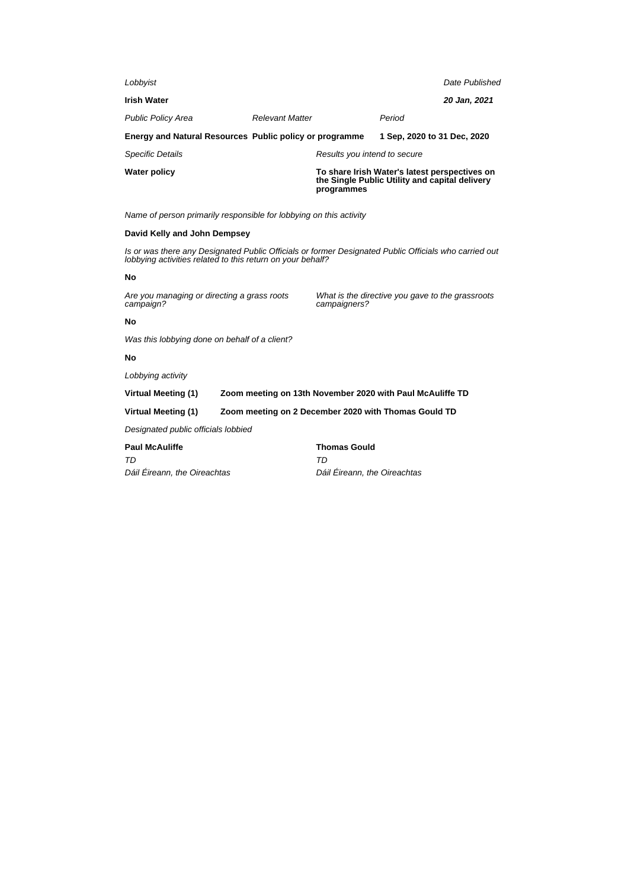*Lobbyist*

**Irish Water**

*Date Published*

***20 Jan, 2021***

| *Public Policy Area* | *Relevant Matter* | *Period* |
| --- | --- | --- |
| **Energy and Natural Resources** | **Public policy or programme** | **1 Sep, 2020 to 31 Dec, 2020** |

| *Specific Details* | *Results you intend to secure* |
| --- | --- |
| **Water policy** | **To share Irish Water's latest perspectives on the Single Public Utility and capital delivery programmes** |

*Name of person primarily responsible for lobbying on this activity*

**David Kelly and John Dempsey**

*Is or was there any Designated Public Officials or former Designated Public Officials who carried out lobbying activities related to this return on your behalf?*

**No**

*Are you managing or directing a grass roots campaign?*

**No**

*What is the directive you gave to the grassroots campaigners?*

*Was this lobbying done on behalf of a client?*

**No**

*Lobbying activity*

| | |
| --- | --- |
| **Virtual Meeting (1)** | **Zoom meeting on 13th November 2020 with Paul McAuliffe TD** |
| **Virtual Meeting (1)** | **Zoom meeting on 2 December 2020 with Thomas Gould TD** |

*Designated public officials lobbied*

**Paul McAuliffe**
*TD*
*Dáil Éireann, the Oireachtas*

**Thomas Gould**
*TD*
*Dáil Éireann, the Oireachtas*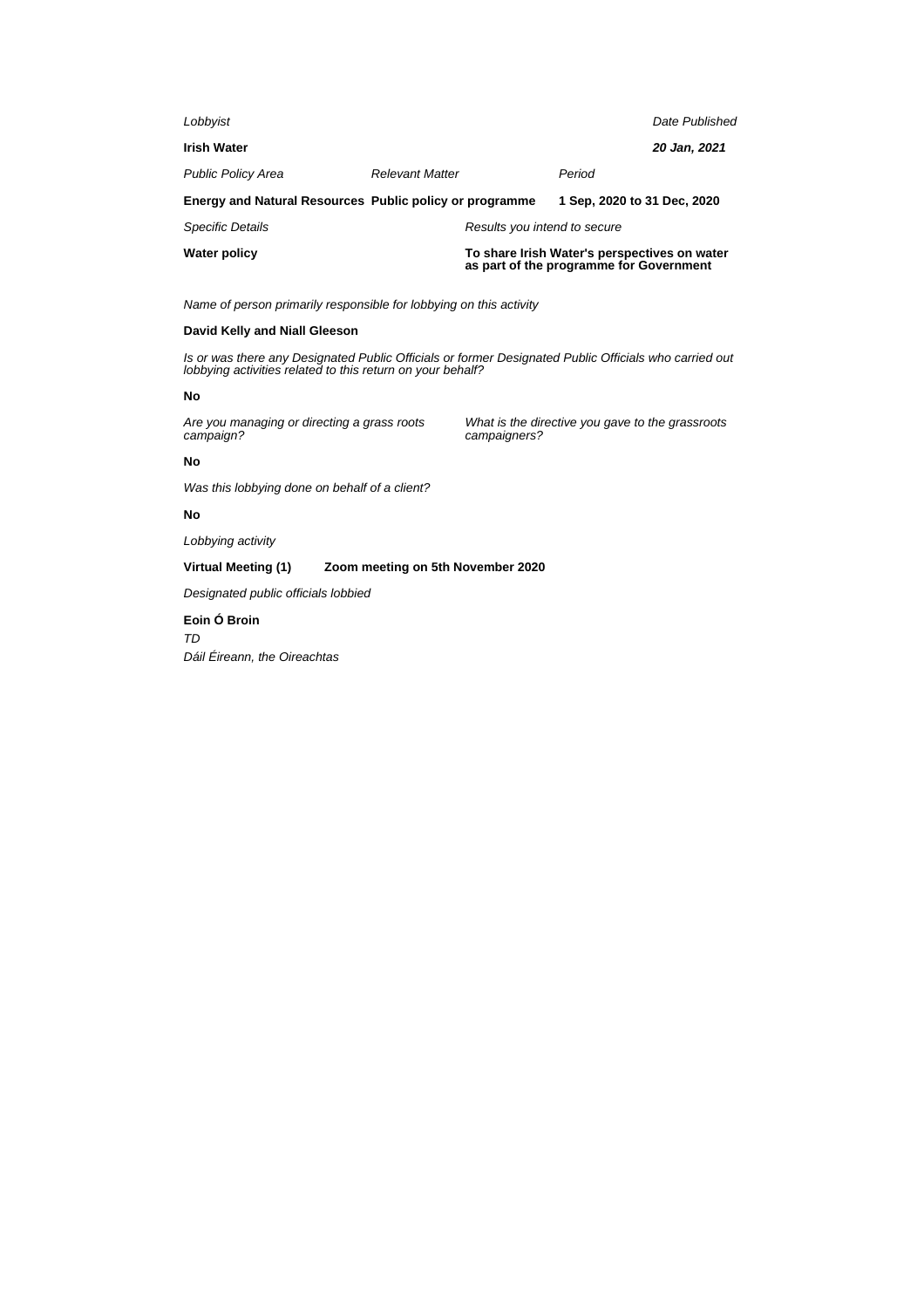*Lobbyist*

**Irish Water**

*Date Published*

***20 Jan, 2021***

| *Public Policy Area* | *Relevant Matter* | *Period* |
|---|---|---|
| **Energy and Natural Resources** | **Public policy or programme** | **1 Sep, 2020 to 31 Dec, 2020** |

| *Specific Details* | *Results you intend to secure* |
|---|---|
| **Water policy** | **To share Irish Water's perspectives on water as part of the programme for Government** |

*Name of person primarily responsible for lobbying on this activity*

**David Kelly and Niall Gleeson**

*Is or was there any Designated Public Officials or former Designated Public Officials who carried out lobbying activities related to this return on your behalf?*

**No**

*Are you managing or directing a grass roots campaign?*

**No**

*What is the directive you gave to the grassroots campaigners?*

*Was this lobbying done on behalf of a client?*

**No**

*Lobbying activity*

**Virtual Meeting (1)** **Zoom meeting on 5th November 2020**

*Designated public officials lobbied*

**Eoin Ó Broin**
*TD*
*Dáil Éireann, the Oireachtas*